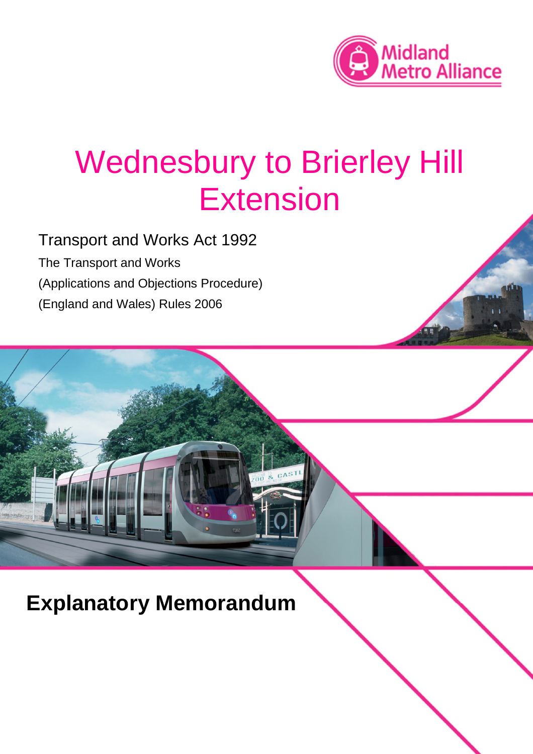Midland Metro Alliance

# Wednesbury to Brierley Hill Extension

Transport and Works Act 1992

The Transport and Works
(Applications and Objections Procedure)
(England and Wales) Rules 2006

## Explanatory Memorandum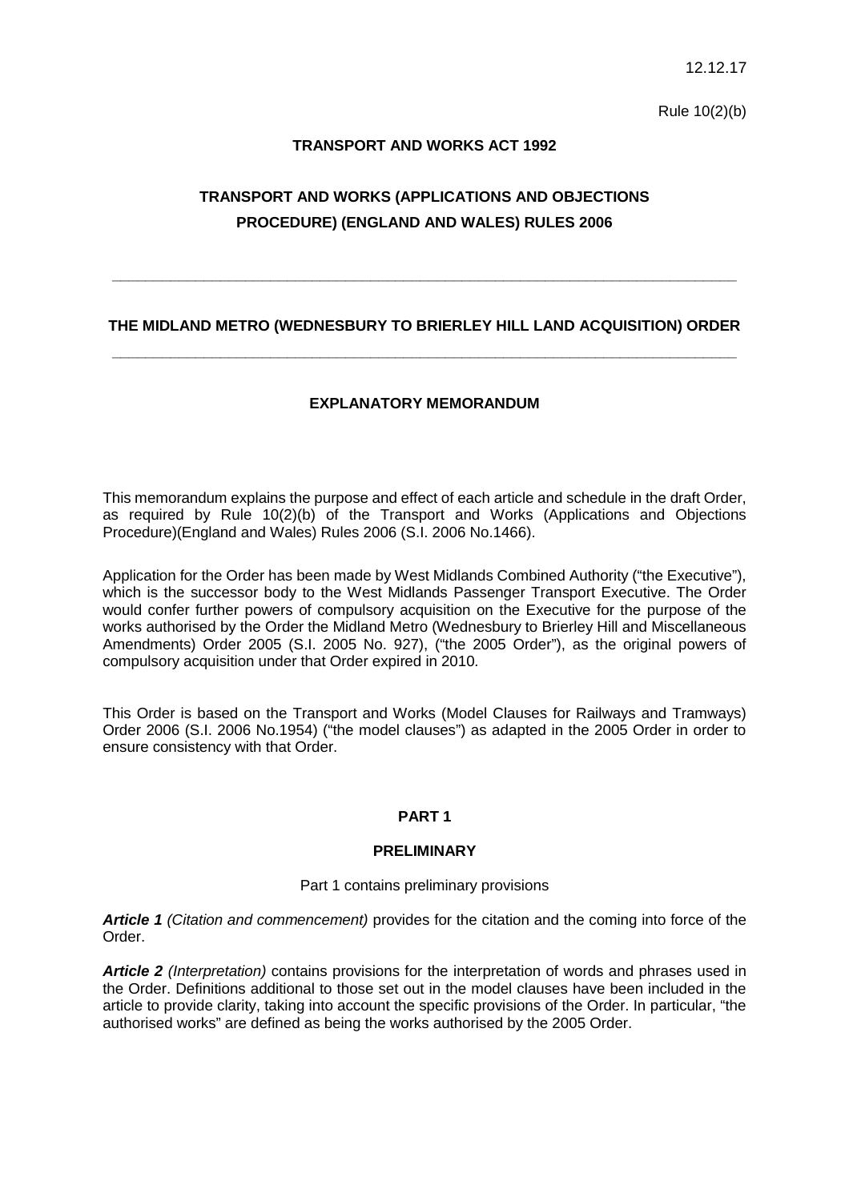12.12.17

Rule 10(2)(b)

**TRANSPORT AND WORKS ACT 1992**

**TRANSPORT AND WORKS (APPLICATIONS AND OBJECTIONS PROCEDURE) (ENGLAND AND WALES) RULES 2006**

---

**THE MIDLAND METRO (WEDNESBURY TO BRIERLEY HILL LAND ACQUISITION) ORDER**

---

**EXPLANATORY MEMORANDUM**

This memorandum explains the purpose and effect of each article and schedule in the draft Order, as required by Rule 10(2)(b) of the Transport and Works (Applications and Objections Procedure)(England and Wales) Rules 2006 (S.I. 2006 No.1466).

Application for the Order has been made by West Midlands Combined Authority ("the Executive"), which is the successor body to the West Midlands Passenger Transport Executive. The Order would confer further powers of compulsory acquisition on the Executive for the purpose of the works authorised by the Order the Midland Metro (Wednesbury to Brierley Hill and Miscellaneous Amendments) Order 2005 (S.I. 2005 No. 927), ("the 2005 Order"), as the original powers of compulsory acquisition under that Order expired in 2010.

This Order is based on the Transport and Works (Model Clauses for Railways and Tramways) Order 2006 (S.I. 2006 No.1954) ("the model clauses") as adapted in the 2005 Order in order to ensure consistency with that Order.

## PART 1

## PRELIMINARY

Part 1 contains preliminary provisions

***Article 1*** *(Citation and commencement)* provides for the citation and the coming into force of the Order.

***Article 2*** *(Interpretation)* contains provisions for the interpretation of words and phrases used in the Order. Definitions additional to those set out in the model clauses have been included in the article to provide clarity, taking into account the specific provisions of the Order. In particular, "the authorised works" are defined as being the works authorised by the 2005 Order.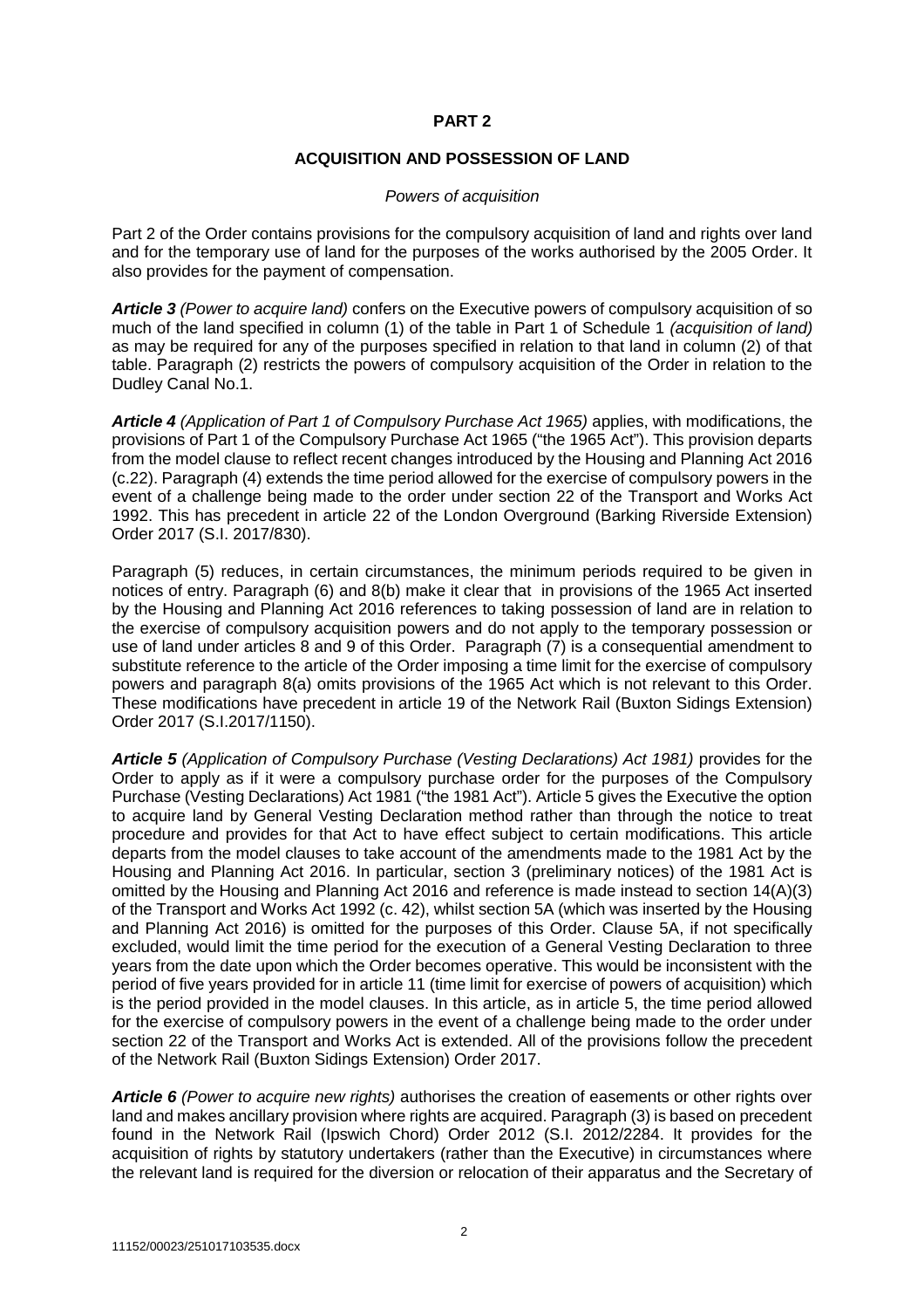## PART 2

### ACQUISITION AND POSSESSION OF LAND

*Powers of acquisition*

Part 2 of the Order contains provisions for the compulsory acquisition of land and rights over land and for the temporary use of land for the purposes of the works authorised by the 2005 Order. It also provides for the payment of compensation.

***Article 3*** *(Power to acquire land)* confers on the Executive powers of compulsory acquisition of so much of the land specified in column (1) of the table in Part 1 of Schedule 1 *(acquisition of land)* as may be required for any of the purposes specified in relation to that land in column (2) of that table. Paragraph (2) restricts the powers of compulsory acquisition of the Order in relation to the Dudley Canal No.1.

***Article 4*** *(Application of Part 1 of Compulsory Purchase Act 1965)* applies, with modifications, the provisions of Part 1 of the Compulsory Purchase Act 1965 ("the 1965 Act"). This provision departs from the model clause to reflect recent changes introduced by the Housing and Planning Act 2016 (c.22). Paragraph (4) extends the time period allowed for the exercise of compulsory powers in the event of a challenge being made to the order under section 22 of the Transport and Works Act 1992. This has precedent in article 22 of the London Overground (Barking Riverside Extension) Order 2017 (S.I. 2017/830).

Paragraph (5) reduces, in certain circumstances, the minimum periods required to be given in notices of entry. Paragraph (6) and 8(b) make it clear that in provisions of the 1965 Act inserted by the Housing and Planning Act 2016 references to taking possession of land are in relation to the exercise of compulsory acquisition powers and do not apply to the temporary possession or use of land under articles 8 and 9 of this Order. Paragraph (7) is a consequential amendment to substitute reference to the article of the Order imposing a time limit for the exercise of compulsory powers and paragraph 8(a) omits provisions of the 1965 Act which is not relevant to this Order. These modifications have precedent in article 19 of the Network Rail (Buxton Sidings Extension) Order 2017 (S.I.2017/1150).

***Article 5*** *(Application of Compulsory Purchase (Vesting Declarations) Act 1981)* provides for the Order to apply as if it were a compulsory purchase order for the purposes of the Compulsory Purchase (Vesting Declarations) Act 1981 ("the 1981 Act"). Article 5 gives the Executive the option to acquire land by General Vesting Declaration method rather than through the notice to treat procedure and provides for that Act to have effect subject to certain modifications. This article departs from the model clauses to take account of the amendments made to the 1981 Act by the Housing and Planning Act 2016. In particular, section 3 (preliminary notices) of the 1981 Act is omitted by the Housing and Planning Act 2016 and reference is made instead to section 14(A)(3) of the Transport and Works Act 1992 (c. 42), whilst section 5A (which was inserted by the Housing and Planning Act 2016) is omitted for the purposes of this Order. Clause 5A, if not specifically excluded, would limit the time period for the execution of a General Vesting Declaration to three years from the date upon which the Order becomes operative. This would be inconsistent with the period of five years provided for in article 11 (time limit for exercise of powers of acquisition) which is the period provided in the model clauses. In this article, as in article 5, the time period allowed for the exercise of compulsory powers in the event of a challenge being made to the order under section 22 of the Transport and Works Act is extended. All of the provisions follow the precedent of the Network Rail (Buxton Sidings Extension) Order 2017.

***Article 6*** *(Power to acquire new rights)* authorises the creation of easements or other rights over land and makes ancillary provision where rights are acquired. Paragraph (3) is based on precedent found in the Network Rail (Ipswich Chord) Order 2012 (S.I. 2012/2284. It provides for the acquisition of rights by statutory undertakers (rather than the Executive) in circumstances where the relevant land is required for the diversion or relocation of their apparatus and the Secretary of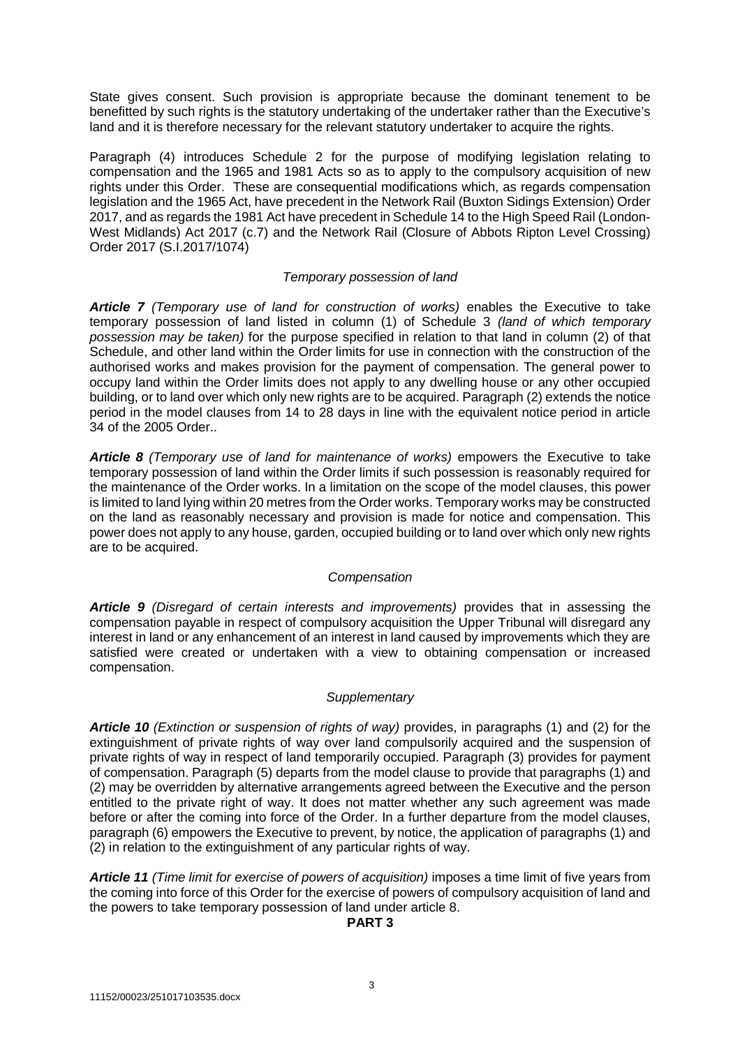State gives consent. Such provision is appropriate because the dominant tenement to be benefitted by such rights is the statutory undertaking of the undertaker rather than the Executive's land and it is therefore necessary for the relevant statutory undertaker to acquire the rights.

Paragraph (4) introduces Schedule 2 for the purpose of modifying legislation relating to compensation and the 1965 and 1981 Acts so as to apply to the compulsory acquisition of new rights under this Order. These are consequential modifications which, as regards compensation legislation and the 1965 Act, have precedent in the Network Rail (Buxton Sidings Extension) Order 2017, and as regards the 1981 Act have precedent in Schedule 14 to the High Speed Rail (London-West Midlands) Act 2017 (c.7) and the Network Rail (Closure of Abbots Ripton Level Crossing) Order 2017 (S.I.2017/1074)

*Temporary possession of land*

***Article 7*** *(Temporary use of land for construction of works)* enables the Executive to take temporary possession of land listed in column (1) of Schedule 3 *(land of which temporary possession may be taken)* for the purpose specified in relation to that land in column (2) of that Schedule, and other land within the Order limits for use in connection with the construction of the authorised works and makes provision for the payment of compensation. The general power to occupy land within the Order limits does not apply to any dwelling house or any other occupied building, or to land over which only new rights are to be acquired. Paragraph (2) extends the notice period in the model clauses from 14 to 28 days in line with the equivalent notice period in article 34 of the 2005 Order..

***Article 8*** *(Temporary use of land for maintenance of works)* empowers the Executive to take temporary possession of land within the Order limits if such possession is reasonably required for the maintenance of the Order works. In a limitation on the scope of the model clauses, this power is limited to land lying within 20 metres from the Order works. Temporary works may be constructed on the land as reasonably necessary and provision is made for notice and compensation. This power does not apply to any house, garden, occupied building or to land over which only new rights are to be acquired.

*Compensation*

***Article 9*** *(Disregard of certain interests and improvements)* provides that in assessing the compensation payable in respect of compulsory acquisition the Upper Tribunal will disregard any interest in land or any enhancement of an interest in land caused by improvements which they are satisfied were created or undertaken with a view to obtaining compensation or increased compensation.

*Supplementary*

***Article 10*** *(Extinction or suspension of rights of way)* provides, in paragraphs (1) and (2) for the extinguishment of private rights of way over land compulsorily acquired and the suspension of private rights of way in respect of land temporarily occupied. Paragraph (3) provides for payment of compensation. Paragraph (5) departs from the model clause to provide that paragraphs (1) and (2) may be overridden by alternative arrangements agreed between the Executive and the person entitled to the private right of way. It does not matter whether any such agreement was made before or after the coming into force of the Order. In a further departure from the model clauses, paragraph (6) empowers the Executive to prevent, by notice, the application of paragraphs (1) and (2) in relation to the extinguishment of any particular rights of way.

***Article 11*** *(Time limit for exercise of powers of acquisition)* imposes a time limit of five years from the coming into force of this Order for the exercise of powers of compulsory acquisition of land and the powers to take temporary possession of land under article 8.

**PART 3**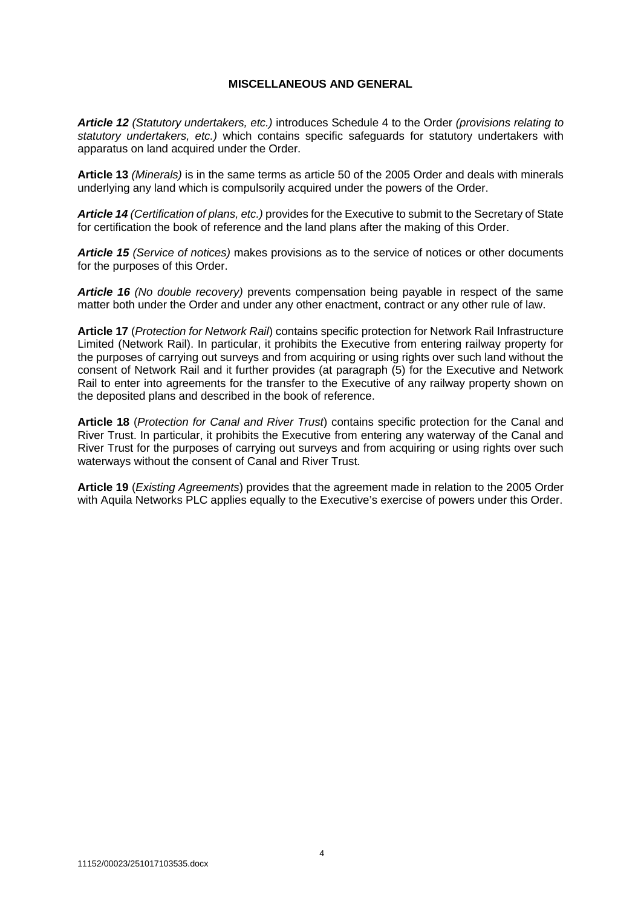## MISCELLANEOUS AND GENERAL

***Article 12*** *(Statutory undertakers, etc.)* introduces Schedule 4 to the Order *(provisions relating to statutory undertakers, etc.)* which contains specific safeguards for statutory undertakers with apparatus on land acquired under the Order.

**Article 13** *(Minerals)* is in the same terms as article 50 of the 2005 Order and deals with minerals underlying any land which is compulsorily acquired under the powers of the Order.

***Article 14*** *(Certification of plans, etc.)* provides for the Executive to submit to the Secretary of State for certification the book of reference and the land plans after the making of this Order.

***Article 15*** *(Service of notices)* makes provisions as to the service of notices or other documents for the purposes of this Order.

***Article 16*** *(No double recovery)* prevents compensation being payable in respect of the same matter both under the Order and under any other enactment, contract or any other rule of law.

**Article 17** (*Protection for Network Rail*) contains specific protection for Network Rail Infrastructure Limited (Network Rail). In particular, it prohibits the Executive from entering railway property for the purposes of carrying out surveys and from acquiring or using rights over such land without the consent of Network Rail and it further provides (at paragraph (5) for the Executive and Network Rail to enter into agreements for the transfer to the Executive of any railway property shown on the deposited plans and described in the book of reference.

**Article 18** (*Protection for Canal and River Trust*) contains specific protection for the Canal and River Trust. In particular, it prohibits the Executive from entering any waterway of the Canal and River Trust for the purposes of carrying out surveys and from acquiring or using rights over such waterways without the consent of Canal and River Trust.

**Article 19** (*Existing Agreements*) provides that the agreement made in relation to the 2005 Order with Aquila Networks PLC applies equally to the Executive's exercise of powers under this Order.

11152/00023/251017103535.docx